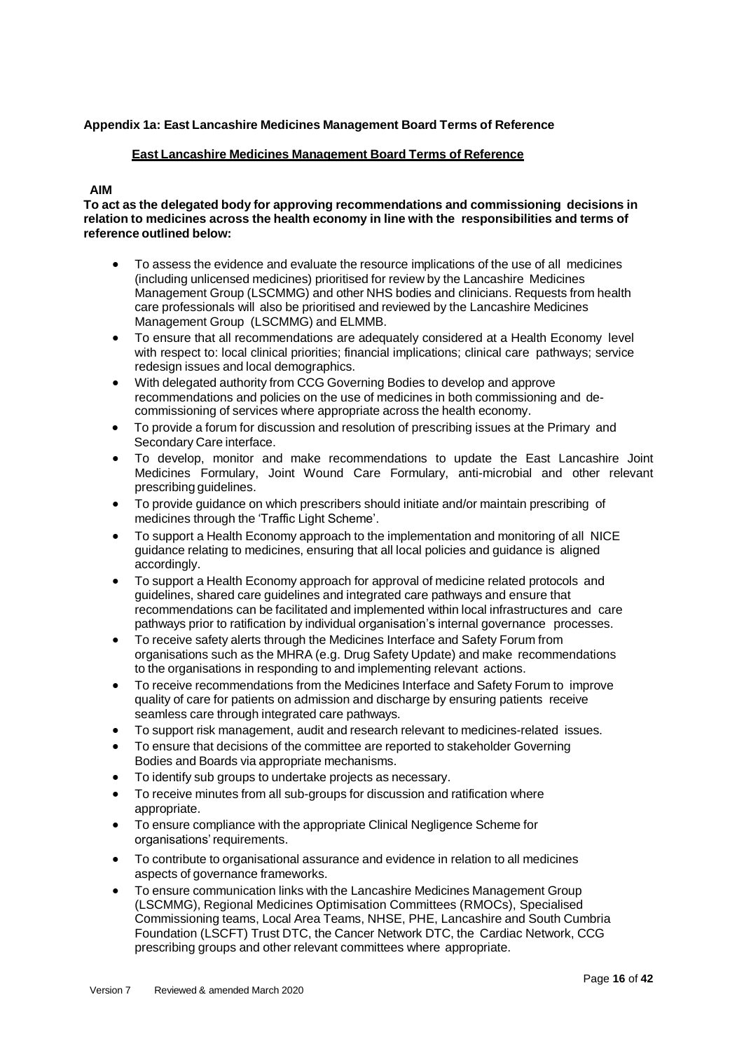**Appendix 1a: East Lancashire Medicines Management Board Terms of Reference**

## East Lancashire Medicines Management Board Terms of Reference

**AIM**

**To act as the delegated body for approving recommendations and commissioning decisions in relation to medicines across the health economy in line with the responsibilities and terms of reference outlined below:**

- To assess the evidence and evaluate the resource implications of the use of all medicines (including unlicensed medicines) prioritised for review by the Lancashire Medicines Management Group (LSCMMG) and other NHS bodies and clinicians. Requests from health care professionals will also be prioritised and reviewed by the Lancashire Medicines Management Group (LSCMMG) and ELMMB.
- To ensure that all recommendations are adequately considered at a Health Economy level with respect to: local clinical priorities; financial implications; clinical care pathways; service redesign issues and local demographics.
- With delegated authority from CCG Governing Bodies to develop and approve recommendations and policies on the use of medicines in both commissioning and de-commissioning of services where appropriate across the health economy.
- To provide a forum for discussion and resolution of prescribing issues at the Primary and Secondary Care interface.
- To develop, monitor and make recommendations to update the East Lancashire Joint Medicines Formulary, Joint Wound Care Formulary, anti-microbial and other relevant prescribing guidelines.
- To provide guidance on which prescribers should initiate and/or maintain prescribing of medicines through the 'Traffic Light Scheme'.
- To support a Health Economy approach to the implementation and monitoring of all NICE guidance relating to medicines, ensuring that all local policies and guidance is aligned accordingly.
- To support a Health Economy approach for approval of medicine related protocols and guidelines, shared care guidelines and integrated care pathways and ensure that recommendations can be facilitated and implemented within local infrastructures and care pathways prior to ratification by individual organisation's internal governance processes.
- To receive safety alerts through the Medicines Interface and Safety Forum from organisations such as the MHRA (e.g. Drug Safety Update) and make recommendations to the organisations in responding to and implementing relevant actions.
- To receive recommendations from the Medicines Interface and Safety Forum to improve quality of care for patients on admission and discharge by ensuring patients receive seamless care through integrated care pathways.
- To support risk management, audit and research relevant to medicines-related issues.
- To ensure that decisions of the committee are reported to stakeholder Governing Bodies and Boards via appropriate mechanisms.
- To identify sub groups to undertake projects as necessary.
- To receive minutes from all sub-groups for discussion and ratification where appropriate.
- To ensure compliance with the appropriate Clinical Negligence Scheme for organisations' requirements.
- To contribute to organisational assurance and evidence in relation to all medicines aspects of governance frameworks.
- To ensure communication links with the Lancashire Medicines Management Group (LSCMMG), Regional Medicines Optimisation Committees (RMOCs), Specialised Commissioning teams, Local Area Teams, NHSE, PHE, Lancashire and South Cumbria Foundation (LSCFT) Trust DTC, the Cancer Network DTC, the Cardiac Network, CCG prescribing groups and other relevant committees where appropriate.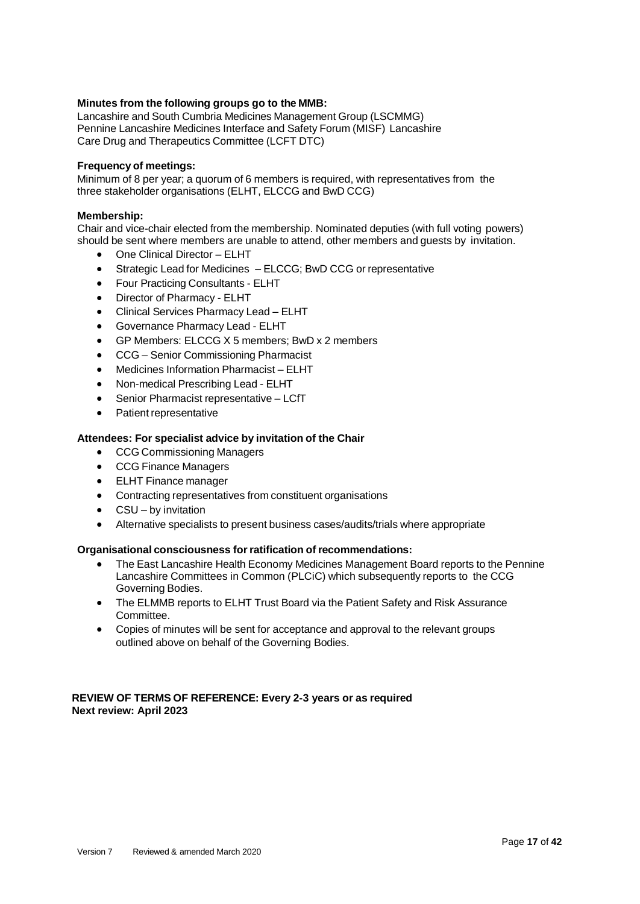**Minutes from the following groups go to the MMB:**
Lancashire and South Cumbria Medicines Management Group (LSCMMG)
Pennine Lancashire Medicines Interface and Safety Forum (MISF) Lancashire Care Drug and Therapeutics Committee (LCFT DTC)

**Frequency of meetings:**
Minimum of 8 per year; a quorum of 6 members is required, with representatives from the three stakeholder organisations (ELHT, ELCCG and BwD CCG)

**Membership:**
Chair and vice-chair elected from the membership. Nominated deputies (with full voting powers) should be sent where members are unable to attend, other members and guests by invitation.

- One Clinical Director – ELHT
- Strategic Lead for Medicines – ELCCG; BwD CCG or representative
- Four Practicing Consultants - ELHT
- Director of Pharmacy - ELHT
- Clinical Services Pharmacy Lead – ELHT
- Governance Pharmacy Lead - ELHT
- GP Members: ELCCG X 5 members; BwD x 2 members
- CCG – Senior Commissioning Pharmacist
- Medicines Information Pharmacist – ELHT
- Non-medical Prescribing Lead - ELHT
- Senior Pharmacist representative – LCfT
- Patient representative

**Attendees: For specialist advice by invitation of the Chair**

- CCG Commissioning Managers
- CCG Finance Managers
- ELHT Finance manager
- Contracting representatives from constituent organisations
- CSU – by invitation
- Alternative specialists to present business cases/audits/trials where appropriate

**Organisational consciousness for ratification of recommendations:**

- The East Lancashire Health Economy Medicines Management Board reports to the Pennine Lancashire Committees in Common (PLCiC) which subsequently reports to the CCG Governing Bodies.
- The ELMMB reports to ELHT Trust Board via the Patient Safety and Risk Assurance Committee.
- Copies of minutes will be sent for acceptance and approval to the relevant groups outlined above on behalf of the Governing Bodies.

**REVIEW OF TERMS OF REFERENCE: Every 2-3 years or as required**
**Next review: April 2023**